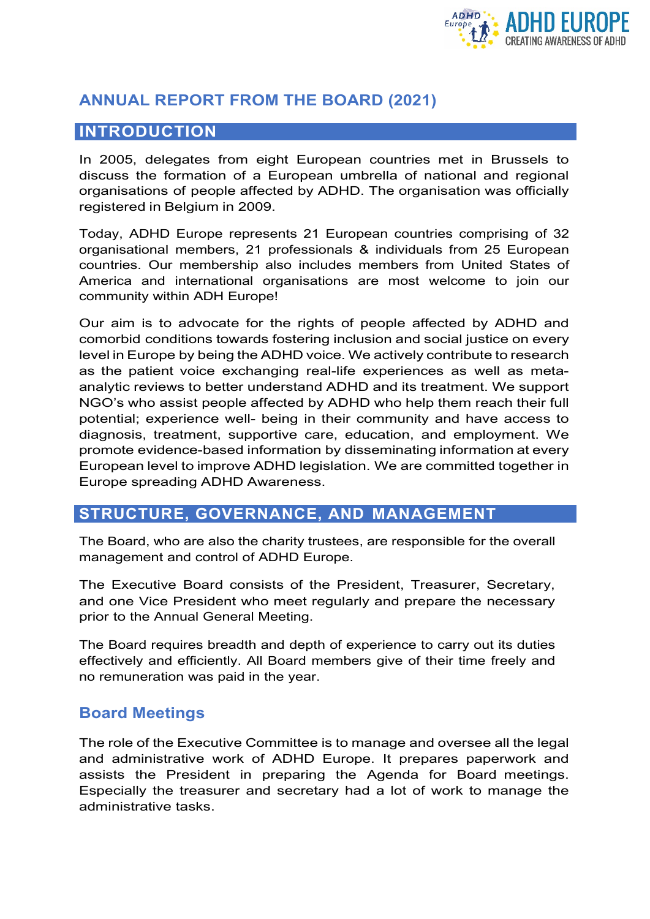# ANNUAL REPORT FROM THE BOARD (2021)

## INTRODUCTION

In 2005, delegates from eight European countries met in Brussels to discuss the formation of a European umbrella of national and regional organisations of people affected by ADHD. The organisation was officially registered in Belgium in 2009.

Today, ADHD Europe represents 21 European countries comprising of 32 organisational members, 21 professionals & individuals from 25 European countries. Our membership also includes members from United States of America and international organisations are most welcome to join our community within ADH Europe!

Our aim is to advocate for the rights of people affected by ADHD and comorbid conditions towards fostering inclusion and social justice on every level in Europe by being the ADHD voice. We actively contribute to research as the patient voice exchanging real-life experiences as well as meta-analytic reviews to better understand ADHD and its treatment. We support NGO's who assist people affected by ADHD who help them reach their full potential; experience well- being in their community and have access to diagnosis, treatment, supportive care, education, and employment. We promote evidence-based information by disseminating information at every European level to improve ADHD legislation. We are committed together in Europe spreading ADHD Awareness.

## STRUCTURE, GOVERNANCE, AND MANAGEMENT

The Board, who are also the charity trustees, are responsible for the overall management and control of ADHD Europe.

The Executive Board consists of the President, Treasurer, Secretary, and one Vice President who meet regularly and prepare the necessary prior to the Annual General Meeting.

The Board requires breadth and depth of experience to carry out its duties effectively and efficiently. All Board members give of their time freely and no remuneration was paid in the year.

### Board Meetings

The role of the Executive Committee is to manage and oversee all the legal and administrative work of ADHD Europe. It prepares paperwork and assists the President in preparing the Agenda for Board meetings. Especially the treasurer and secretary had a lot of work to manage the administrative tasks.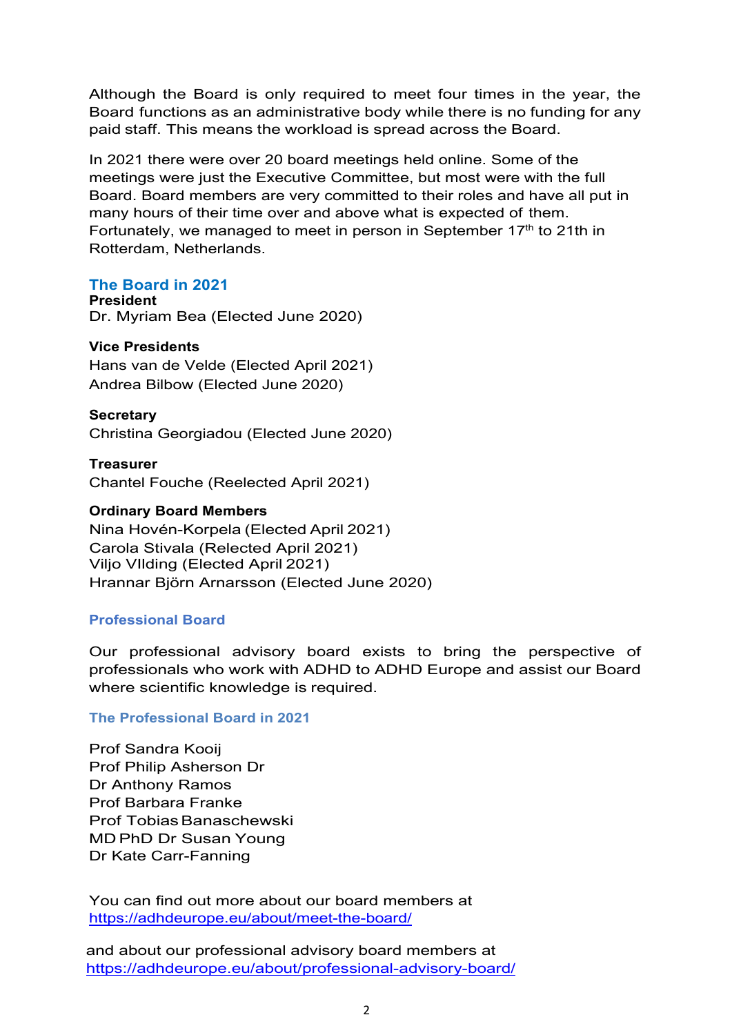Although the Board is only required to meet four times in the year, the Board functions as an administrative body while there is no funding for any paid staff. This means the workload is spread across the Board.

In 2021 there were over 20 board meetings held online. Some of the meetings were just the Executive Committee, but most were with the full Board. Board members are very committed to their roles and have all put in many hours of their time over and above what is expected of them. Fortunately, we managed to meet in person in September 17th to 21th in Rotterdam, Netherlands.

## The Board in 2021

**President**
Dr. Myriam Bea (Elected June 2020)

**Vice Presidents**
Hans van de Velde (Elected April 2021)
Andrea Bilbow (Elected June 2020)

**Secretary**
Christina Georgiadou (Elected June 2020)

**Treasurer**
Chantel Fouche (Reelected April 2021)

**Ordinary Board Members**
Nina Hovén-Korpela (Elected April 2021)
Carola Stivala (Relected April 2021)
Viljo VIlding (Elected April 2021)
Hrannar Björn Arnarsson (Elected June 2020)

## Professional Board

Our professional advisory board exists to bring the perspective of professionals who work with ADHD to ADHD Europe and assist our Board where scientific knowledge is required.

### The Professional Board in 2021

Prof Sandra Kooij
Prof Philip Asherson Dr
Dr Anthony Ramos
Prof Barbara Franke
Prof Tobias Banaschewski
MD PhD Dr Susan Young
Dr Kate Carr-Fanning

You can find out more about our board members at
https://adhdeurope.eu/about/meet-the-board/

and about our professional advisory board members at
https://adhdeurope.eu/about/professional-advisory-board/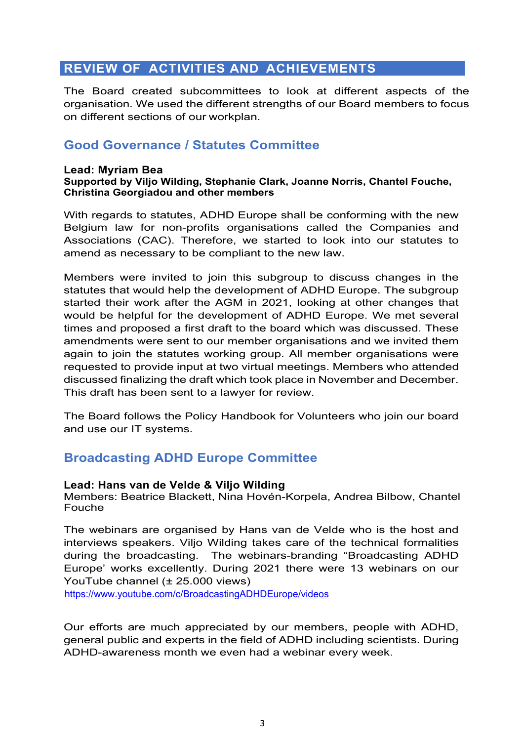## REVIEW OF ACTIVITIES AND ACHIEVEMENTS

The Board created subcommittees to look at different aspects of the organisation. We used the different strengths of our Board members to focus on different sections of our workplan.

### Good Governance / Statutes Committee

**Lead: Myriam Bea**
**Supported by Viljo Wilding, Stephanie Clark, Joanne Norris, Chantel Fouche, Christina Georgiadou and other members**

With regards to statutes, ADHD Europe shall be conforming with the new Belgium law for non-profits organisations called the Companies and Associations (CAC). Therefore, we started to look into our statutes to amend as necessary to be compliant to the new law.

Members were invited to join this subgroup to discuss changes in the statutes that would help the development of ADHD Europe. The subgroup started their work after the AGM in 2021, looking at other changes that would be helpful for the development of ADHD Europe. We met several times and proposed a first draft to the board which was discussed. These amendments were sent to our member organisations and we invited them again to join the statutes working group. All member organisations were requested to provide input at two virtual meetings. Members who attended discussed finalizing the draft which took place in November and December. This draft has been sent to a lawyer for review.

The Board follows the Policy Handbook for Volunteers who join our board and use our IT systems.

### Broadcasting ADHD Europe Committee

**Lead: Hans van de Velde & Viljo Wilding**
Members: Beatrice Blackett, Nina Hovén-Korpela, Andrea Bilbow, Chantel Fouche

The webinars are organised by Hans van de Velde who is the host and interviews speakers. Viljo Wilding takes care of the technical formalities during the broadcasting. The webinars-branding "Broadcasting ADHD Europe' works excellently. During 2021 there were 13 webinars on our YouTube channel (± 25.000 views)
https://www.youtube.com/c/BroadcastingADHDEurope/videos

Our efforts are much appreciated by our members, people with ADHD, general public and experts in the field of ADHD including scientists. During ADHD-awareness month we even had a webinar every week.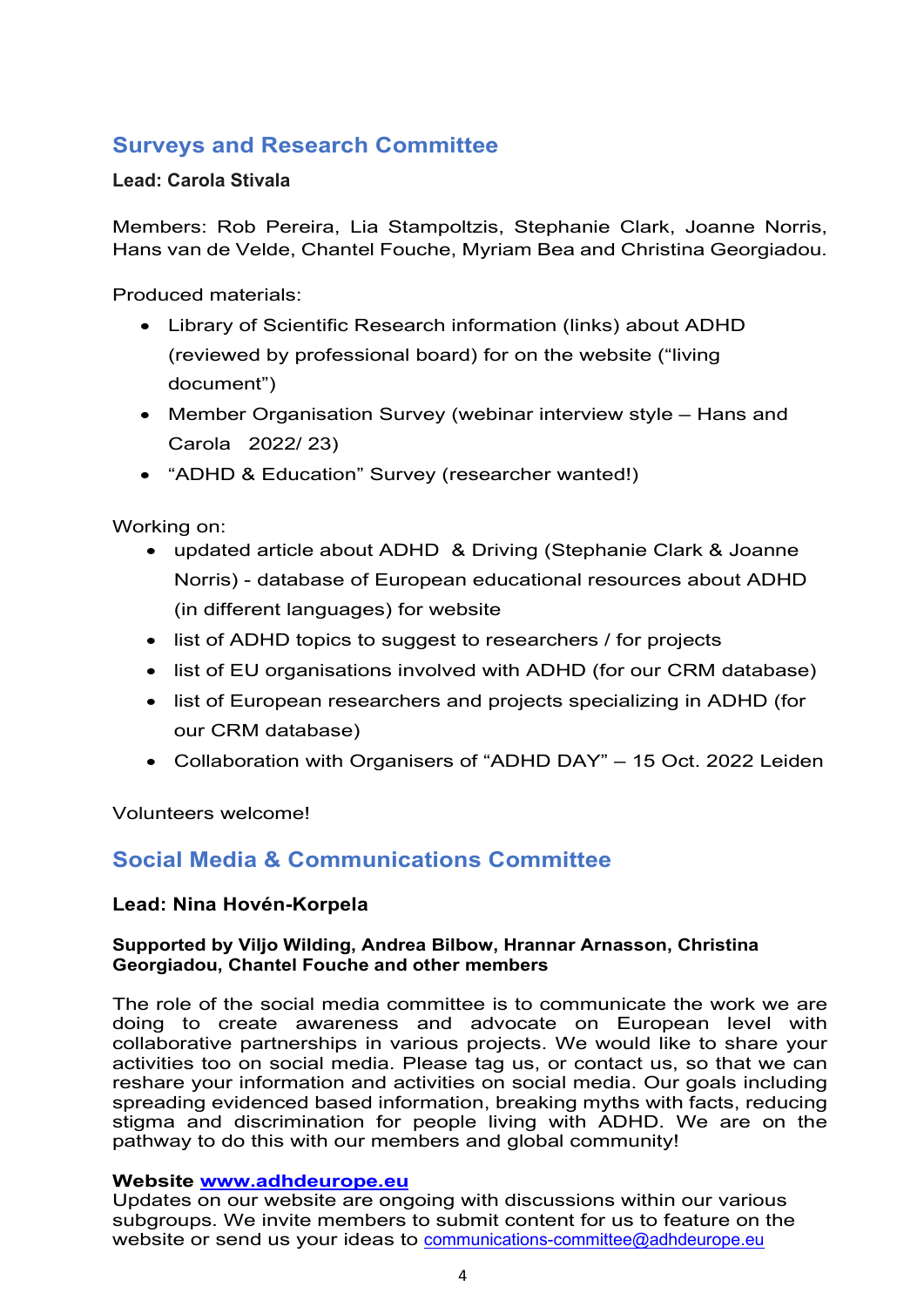## Surveys and Research Committee

**Lead: Carola Stivala**

Members: Rob Pereira, Lia Stampoltzis, Stephanie Clark, Joanne Norris, Hans van de Velde, Chantel Fouche, Myriam Bea and Christina Georgiadou.

Produced materials:

- Library of Scientific Research information (links) about ADHD (reviewed by professional board) for on the website ("living document")
- Member Organisation Survey (webinar interview style – Hans and Carola 2022/ 23)
- "ADHD & Education" Survey (researcher wanted!)

Working on:

- updated article about ADHD & Driving (Stephanie Clark & Joanne Norris) - database of European educational resources about ADHD (in different languages) for website
- list of ADHD topics to suggest to researchers / for projects
- list of EU organisations involved with ADHD (for our CRM database)
- list of European researchers and projects specializing in ADHD (for our CRM database)
- Collaboration with Organisers of "ADHD DAY" – 15 Oct. 2022 Leiden

Volunteers welcome!

## Social Media & Communications Committee

**Lead: Nina Hovén-Korpela**

**Supported by Viljo Wilding, Andrea Bilbow, Hrannar Arnasson, Christina Georgiadou, Chantel Fouche and other members**

The role of the social media committee is to communicate the work we are doing to create awareness and advocate on European level with collaborative partnerships in various projects. We would like to share your activities too on social media. Please tag us, or contact us, so that we can reshare your information and activities on social media. Our goals including spreading evidenced based information, breaking myths with facts, reducing stigma and discrimination for people living with ADHD. We are on the pathway to do this with our members and global community!

**Website [www.adhdeurope.eu](http://www.adhdeurope.eu)**
Updates on our website are ongoing with discussions within our various subgroups. We invite members to submit content for us to feature on the website or send us your ideas to communications-committee@adhdeurope.eu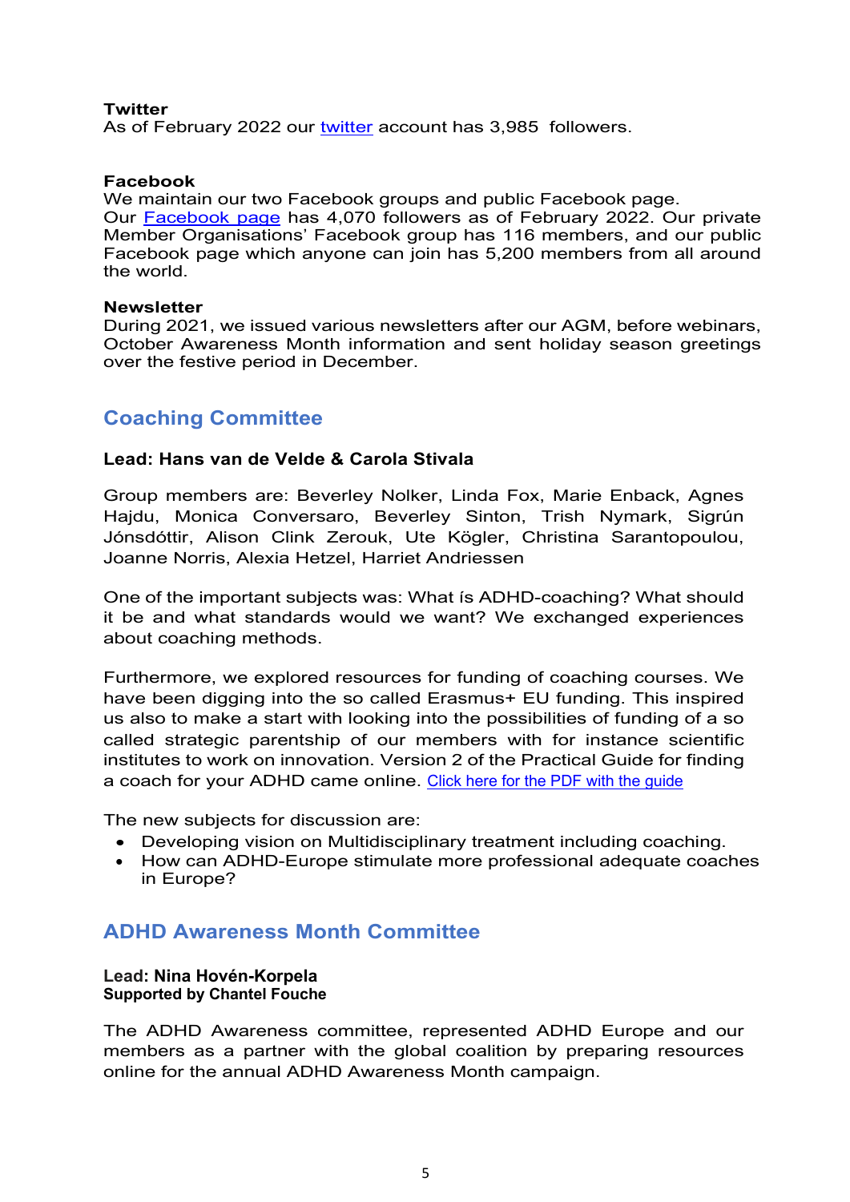**Twitter**

As of February 2022 our [twitter] account has 3,985 followers.

**Facebook**

We maintain our two Facebook groups and public Facebook page.
Our [Facebook page] has 4,070 followers as of February 2022. Our private Member Organisations' Facebook group has 116 members, and our public Facebook page which anyone can join has 5,200 members from all around the world.

**Newsletter**

During 2021, we issued various newsletters after our AGM, before webinars, October Awareness Month information and sent holiday season greetings over the festive period in December.

## Coaching Committee

**Lead: Hans van de Velde & Carola Stivala**

Group members are: Beverley Nolker, Linda Fox, Marie Enback, Agnes Hajdu, Monica Conversaro, Beverley Sinton, Trish Nymark, Sigrún Jónsdóttir, Alison Clink Zerouk, Ute Kögler, Christina Sarantopoulou, Joanne Norris, Alexia Hetzel, Harriet Andriessen

One of the important subjects was: What ís ADHD-coaching? What should it be and what standards would we want? We exchanged experiences about coaching methods.

Furthermore, we explored resources for funding of coaching courses. We have been digging into the so called Erasmus+ EU funding. This inspired us also to make a start with looking into the possibilities of funding of a so called strategic parentship of our members with for instance scientific institutes to work on innovation. Version 2 of the Practical Guide for finding a coach for your ADHD came online. [Click here for the PDF with the guide]

The new subjects for discussion are:

- Developing vision on Multidisciplinary treatment including coaching.
- How can ADHD-Europe stimulate more professional adequate coaches in Europe?

## ADHD Awareness Month Committee

**Lead: Nina Hovén-Korpela**
**Supported by Chantel Fouche**

The ADHD Awareness committee, represented ADHD Europe and our members as a partner with the global coalition by preparing resources online for the annual ADHD Awareness Month campaign.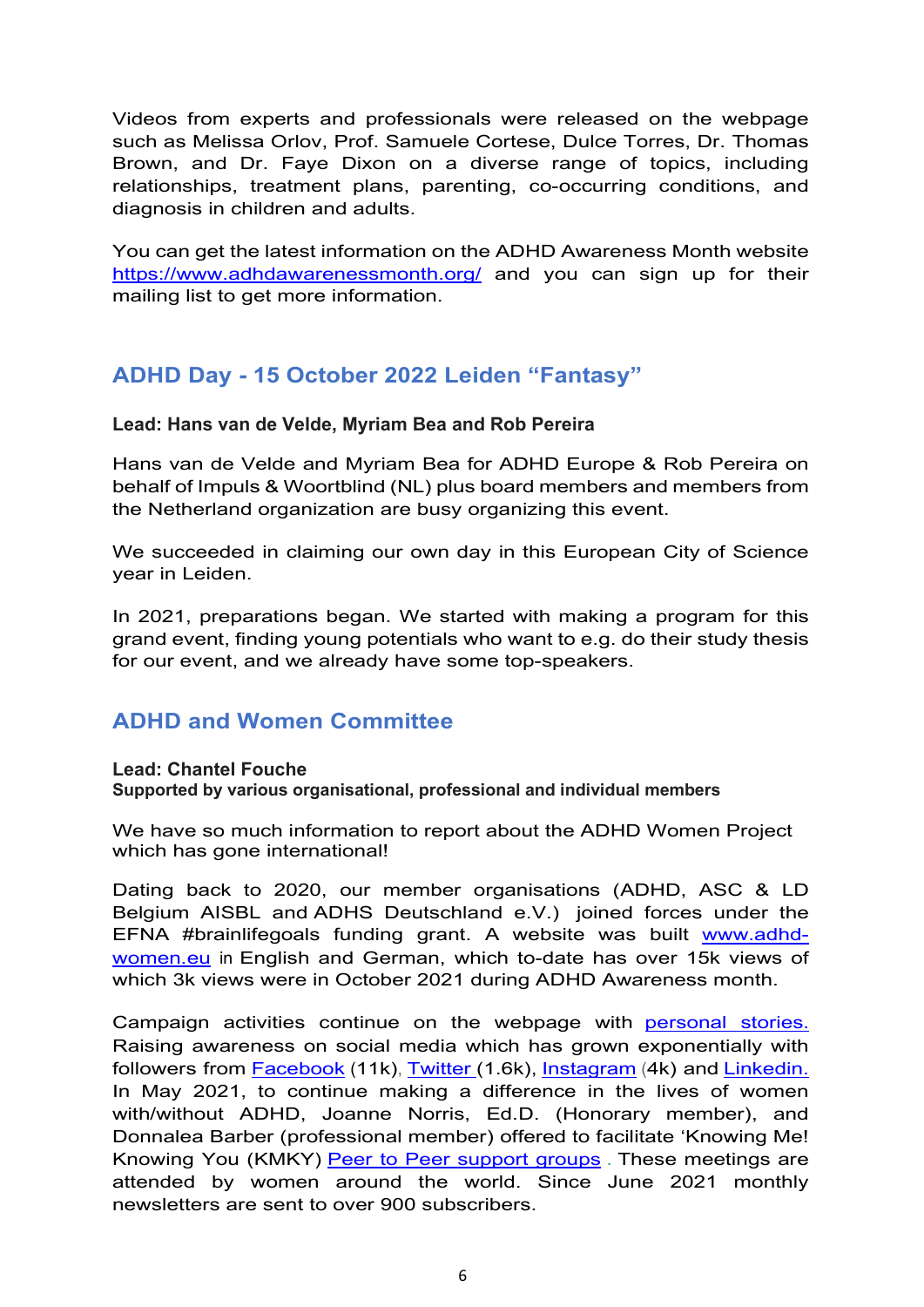Videos from experts and professionals were released on the webpage such as Melissa Orlov, Prof. Samuele Cortese, Dulce Torres, Dr. Thomas Brown, and Dr. Faye Dixon on a diverse range of topics, including relationships, treatment plans, parenting, co-occurring conditions, and diagnosis in children and adults.

You can get the latest information on the ADHD Awareness Month website [https://www.adhdawarenessmonth.org/](https://www.adhdawarenessmonth.org/) and you can sign up for their mailing list to get more information.

## ADHD Day - 15 October 2022 Leiden "Fantasy"

**Lead: Hans van de Velde, Myriam Bea and Rob Pereira**

Hans van de Velde and Myriam Bea for ADHD Europe & Rob Pereira on behalf of Impuls & Woortblind (NL) plus board members and members from the Netherland organization are busy organizing this event.

We succeeded in claiming our own day in this European City of Science year in Leiden.

In 2021, preparations began. We started with making a program for this grand event, finding young potentials who want to e.g. do their study thesis for our event, and we already have some top-speakers.

## ADHD and Women Committee

**Lead: Chantel Fouche**
**Supported by various organisational, professional and individual members**

We have so much information to report about the ADHD Women Project which has gone international!

Dating back to 2020, our member organisations (ADHD, ASC & LD Belgium AISBL and ADHS Deutschland e.V.) joined forces under the EFNA #brainlifegoals funding grant. A website was built [www.adhd-women.eu](www.adhd-women.eu) in English and German, which to-date has over 15k views of which 3k views were in October 2021 during ADHD Awareness month.

Campaign activities continue on the webpage with personal stories. Raising awareness on social media which has grown exponentially with followers from Facebook (11k), Twitter (1.6k), Instagram (4k) and Linkedin. In May 2021, to continue making a difference in the lives of women with/without ADHD, Joanne Norris, Ed.D. (Honorary member), and Donnalea Barber (professional member) offered to facilitate 'Knowing Me! Knowing You (KMKY) Peer to Peer support groups. These meetings are attended by women around the world. Since June 2021 monthly newsletters are sent to over 900 subscribers.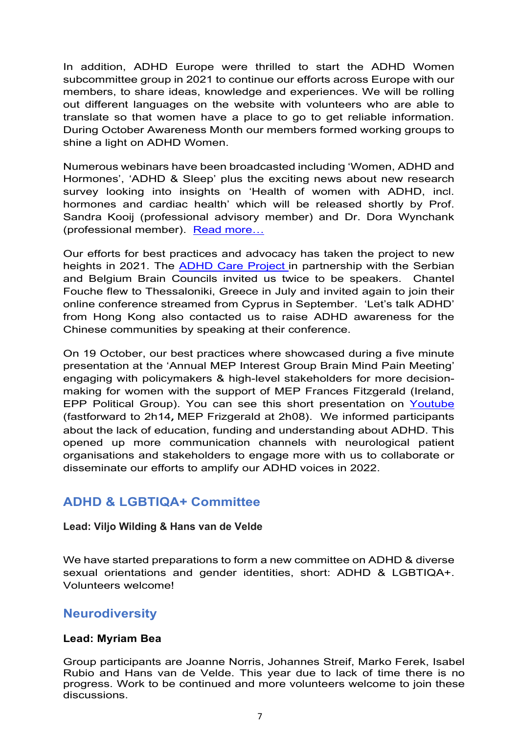In addition, ADHD Europe were thrilled to start the ADHD Women subcommittee group in 2021 to continue our efforts across Europe with our members, to share ideas, knowledge and experiences. We will be rolling out different languages on the website with volunteers who are able to translate so that women have a place to go to get reliable information. During October Awareness Month our members formed working groups to shine a light on ADHD Women.

Numerous webinars have been broadcasted including 'Women, ADHD and Hormones', 'ADHD & Sleep' plus the exciting news about new research survey looking into insights on 'Health of women with ADHD, incl. hormones and cardiac health' which will be released shortly by Prof. Sandra Kooij (professional advisory member) and Dr. Dora Wynchank (professional member). Read more…

Our efforts for best practices and advocacy has taken the project to new heights in 2021. The ADHD Care Project in partnership with the Serbian and Belgium Brain Councils invited us twice to be speakers. Chantel Fouche flew to Thessaloniki, Greece in July and invited again to join their online conference streamed from Cyprus in September. 'Let's talk ADHD' from Hong Kong also contacted us to raise ADHD awareness for the Chinese communities by speaking at their conference.

On 19 October, our best practices where showcased during a five minute presentation at the 'Annual MEP Interest Group Brain Mind Pain Meeting' engaging with policymakers & high-level stakeholders for more decision-making for women with the support of MEP Frances Fitzgerald (Ireland, EPP Political Group). You can see this short presentation on Youtube (fastforward to 2h14**,** MEP Frizgerald at 2h08). We informed participants about the lack of education, funding and understanding about ADHD. This opened up more communication channels with neurological patient organisations and stakeholders to engage more with us to collaborate or disseminate our efforts to amplify our ADHD voices in 2022.

## ADHD & LGBTIQA+ Committee

**Lead: Viljo Wilding & Hans van de Velde**

We have started preparations to form a new committee on ADHD & diverse sexual orientations and gender identities, short: ADHD & LGBTIQA+. Volunteers welcome!

## Neurodiversity

**Lead: Myriam Bea**

Group participants are Joanne Norris, Johannes Streif, Marko Ferek, Isabel Rubio and Hans van de Velde. This year due to lack of time there is no progress. Work to be continued and more volunteers welcome to join these discussions.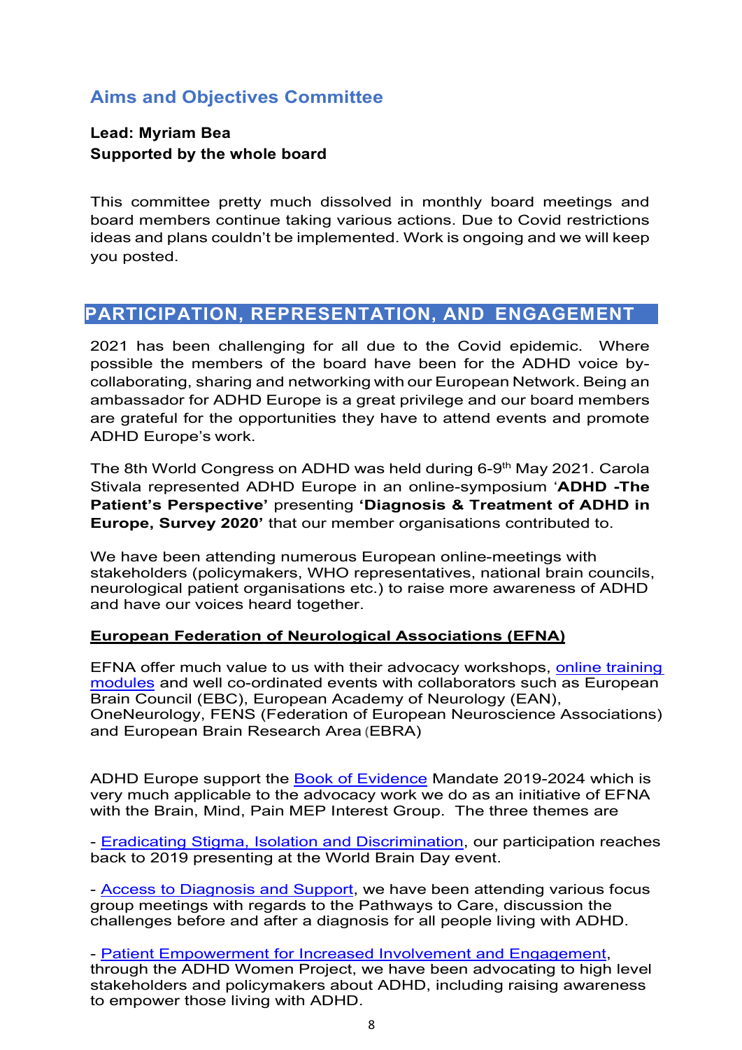## Aims and Objectives Committee

**Lead: Myriam Bea**
**Supported by the whole board**

This committee pretty much dissolved in monthly board meetings and board members continue taking various actions. Due to Covid restrictions ideas and plans couldn't be implemented. Work is ongoing and we will keep you posted.

## PARTICIPATION, REPRESENTATION, AND ENGAGEMENT

2021 has been challenging for all due to the Covid epidemic. Where possible the members of the board have been for the ADHD voice by-collaborating, sharing and networking with our European Network. Being an ambassador for ADHD Europe is a great privilege and our board members are grateful for the opportunities they have to attend events and promote ADHD Europe's work.

The 8th World Congress on ADHD was held during 6-9th May 2021. Carola Stivala represented ADHD Europe in an online-symposium '**ADHD -The Patient's Perspective'** presenting **'Diagnosis & Treatment of ADHD in Europe, Survey 2020'** that our member organisations contributed to.

We have been attending numerous European online-meetings with stakeholders (policymakers, WHO representatives, national brain councils, neurological patient organisations etc.) to raise more awareness of ADHD and have our voices heard together.

**European Federation of Neurological Associations (EFNA)**

EFNA offer much value to us with their advocacy workshops, online training modules and well co-ordinated events with collaborators such as European Brain Council (EBC), European Academy of Neurology (EAN), OneNeurology, FENS (Federation of European Neuroscience Associations) and European Brain Research Area (EBRA)

ADHD Europe support the Book of Evidence Mandate 2019-2024 which is very much applicable to the advocacy work we do as an initiative of EFNA with the Brain, Mind, Pain MEP Interest Group. The three themes are

- Eradicating Stigma, Isolation and Discrimination, our participation reaches back to 2019 presenting at the World Brain Day event.

- Access to Diagnosis and Support, we have been attending various focus group meetings with regards to the Pathways to Care, discussion the challenges before and after a diagnosis for all people living with ADHD.

- Patient Empowerment for Increased Involvement and Engagement, through the ADHD Women Project, we have been advocating to high level stakeholders and policymakers about ADHD, including raising awareness to empower those living with ADHD.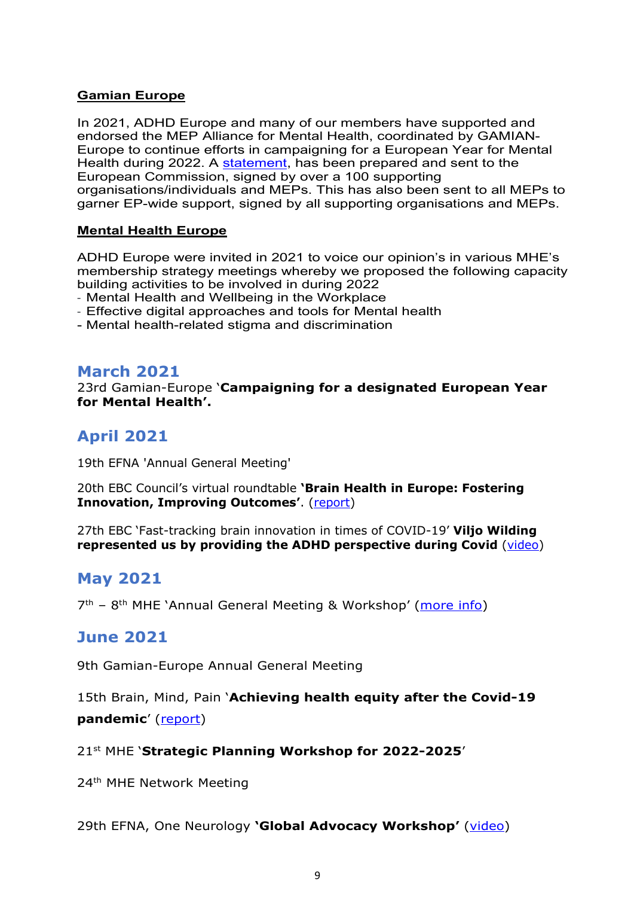**Gamian Europe**

In 2021, ADHD Europe and many of our members have supported and endorsed the MEP Alliance for Mental Health, coordinated by GAMIAN-Europe to continue efforts in campaigning for a European Year for Mental Health during 2022. A statement, has been prepared and sent to the European Commission, signed by over a 100 supporting organisations/individuals and MEPs. This has also been sent to all MEPs to garner EP-wide support, signed by all supporting organisations and MEPs.

**Mental Health Europe**

ADHD Europe were invited in 2021 to voice our opinion's in various MHE's membership strategy meetings whereby we proposed the following capacity building activities to be involved in during 2022

- Mental Health and Wellbeing in the Workplace
- Effective digital approaches and tools for Mental health
- Mental health-related stigma and discrimination

## March 2021

23rd Gamian-Europe '**Campaigning for a designated European Year for Mental Health'.**

## April 2021

19th EFNA 'Annual General Meeting'

20th EBC Council's virtual roundtable **'Brain Health in Europe: Fostering Innovation, Improving Outcomes'**. (report)

27th EBC 'Fast-tracking brain innovation in times of COVID-19' **Viljo Wilding represented us by providing the ADHD perspective during Covid** (video)

## May 2021

7th – 8th MHE 'Annual General Meeting & Workshop' (more info)

## June 2021

9th Gamian-Europe Annual General Meeting

15th Brain, Mind, Pain '**Achieving health equity after the Covid-19 pandemic**' (report)

21st MHE '**Strategic Planning Workshop for 2022-2025**'

24th MHE Network Meeting

29th EFNA, One Neurology **'Global Advocacy Workshop'** (video)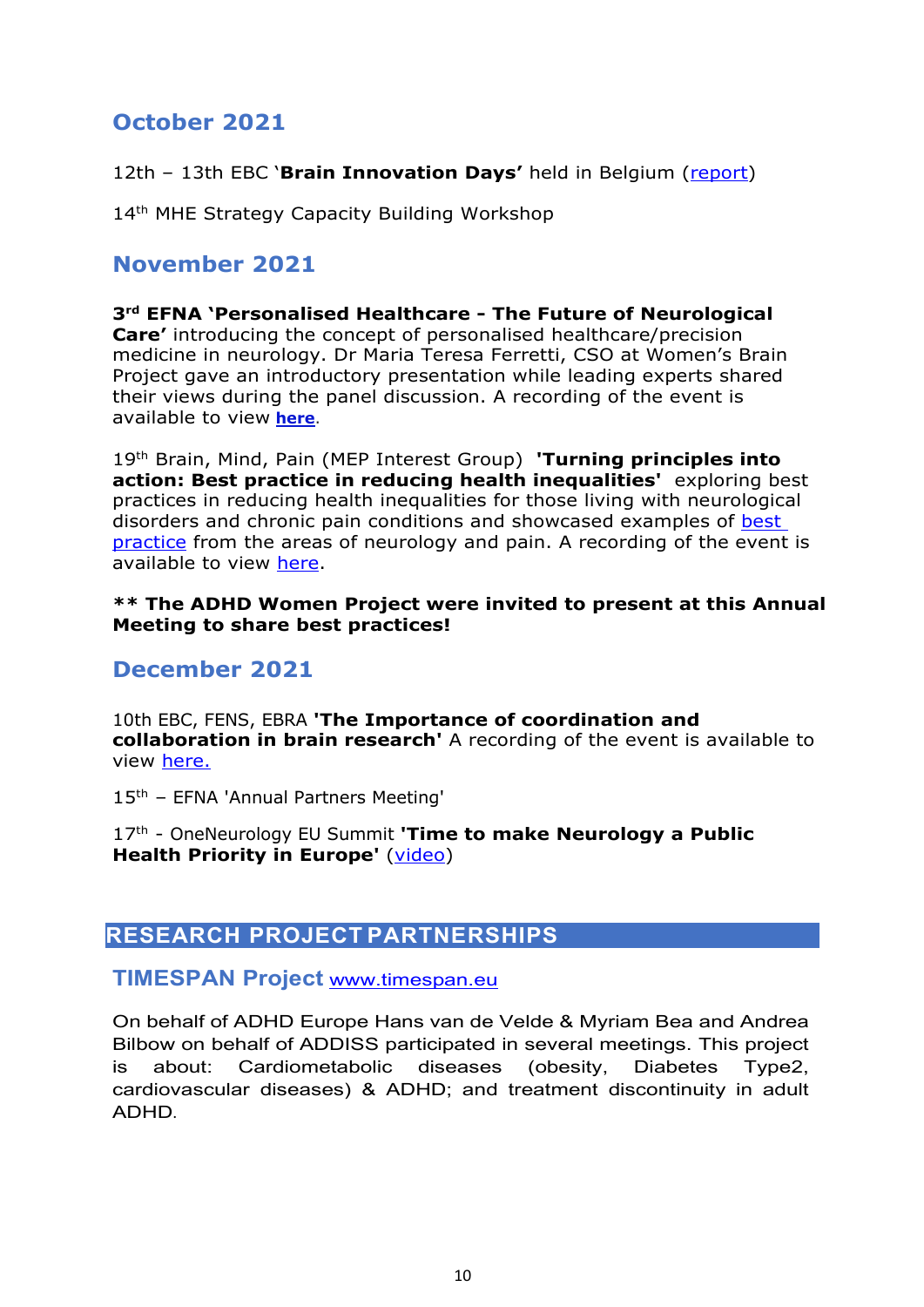## October 2021

12th – 13th EBC '**Brain Innovation Days'** held in Belgium (report)

14th MHE Strategy Capacity Building Workshop

## November 2021

**3rd EFNA 'Personalised Healthcare - The Future of Neurological Care'** introducing the concept of personalised healthcare/precision medicine in neurology. Dr Maria Teresa Ferretti, CSO at Women's Brain Project gave an introductory presentation while leading experts shared their views during the panel discussion. A recording of the event is available to view **here**.

19th Brain, Mind, Pain (MEP Interest Group) **'Turning principles into action: Best practice in reducing health inequalities'** exploring best practices in reducing health inequalities for those living with neurological disorders and chronic pain conditions and showcased examples of best practice from the areas of neurology and pain. A recording of the event is available to view here.

**\*\* The ADHD Women Project were invited to present at this Annual Meeting to share best practices!**

## December 2021

10th EBC, FENS, EBRA **'The Importance of coordination and collaboration in brain research'** A recording of the event is available to view here.

15th – EFNA 'Annual Partners Meeting'

17th - OneNeurology EU Summit **'Time to make Neurology a Public Health Priority in Europe'** (video)

## RESEARCH PROJECT PARTNERSHIPS

### TIMESPAN Project www.timespan.eu

On behalf of ADHD Europe Hans van de Velde & Myriam Bea and Andrea Bilbow on behalf of ADDISS participated in several meetings. This project is about: Cardiometabolic diseases (obesity, Diabetes Type2, cardiovascular diseases) & ADHD; and treatment discontinuity in adult ADHD.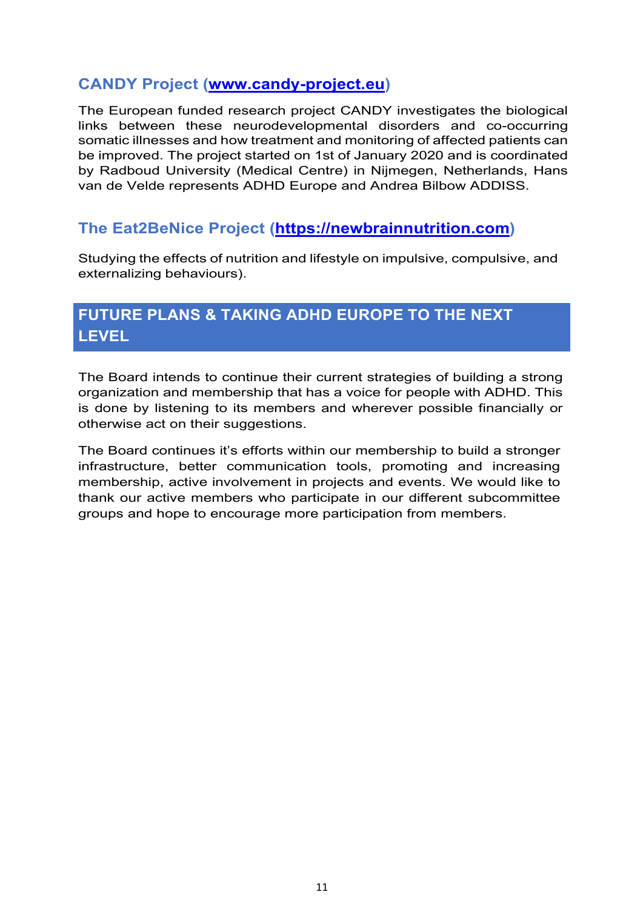## CANDY Project (www.candy-project.eu)

The European funded research project CANDY investigates the biological links between these neurodevelopmental disorders and co-occurring somatic illnesses and how treatment and monitoring of affected patients can be improved. The project started on 1st of January 2020 and is coordinated by Radboud University (Medical Centre) in Nijmegen, Netherlands, Hans van de Velde represents ADHD Europe and Andrea Bilbow ADDISS.

## The Eat2BeNice Project (https://newbrainnutrition.com)

Studying the effects of nutrition and lifestyle on impulsive, compulsive, and externalizing behaviours).

# FUTURE PLANS & TAKING ADHD EUROPE TO THE NEXT LEVEL

The Board intends to continue their current strategies of building a strong organization and membership that has a voice for people with ADHD. This is done by listening to its members and wherever possible financially or otherwise act on their suggestions.

The Board continues it's efforts within our membership to build a stronger infrastructure, better communication tools, promoting and increasing membership, active involvement in projects and events. We would like to thank our active members who participate in our different subcommittee groups and hope to encourage more participation from members.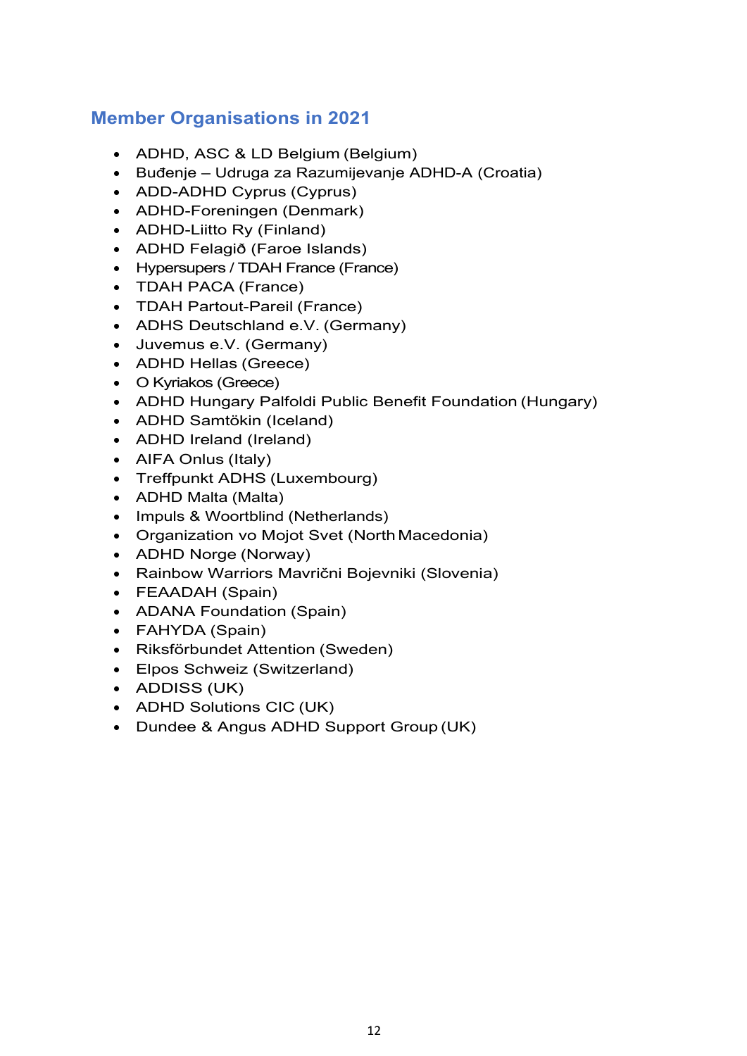## Member Organisations in 2021

- ADHD, ASC & LD Belgium (Belgium)
- Buđenje – Udruga za Razumijevanje ADHD-A (Croatia)
- ADD-ADHD Cyprus (Cyprus)
- ADHD-Foreningen (Denmark)
- ADHD-Liitto Ry (Finland)
- ADHD Felagið (Faroe Islands)
- Hypersupers / TDAH France (France)
- TDAH PACA (France)
- TDAH Partout-Pareil (France)
- ADHS Deutschland e.V. (Germany)
- Juvemus e.V. (Germany)
- ADHD Hellas (Greece)
- O Kyriakos (Greece)
- ADHD Hungary Palfoldi Public Benefit Foundation (Hungary)
- ADHD Samtökin (Iceland)
- ADHD Ireland (Ireland)
- AIFA Onlus (Italy)
- Treffpunkt ADHS (Luxembourg)
- ADHD Malta (Malta)
- Impuls & Woortblind (Netherlands)
- Organization vo Mojot Svet (North Macedonia)
- ADHD Norge (Norway)
- Rainbow Warriors Mavrični Bojevniki (Slovenia)
- FEAADAH (Spain)
- ADANA Foundation (Spain)
- FAHYDA (Spain)
- Riksförbundet Attention (Sweden)
- Elpos Schweiz (Switzerland)
- ADDISS (UK)
- ADHD Solutions CIC (UK)
- Dundee & Angus ADHD Support Group (UK)